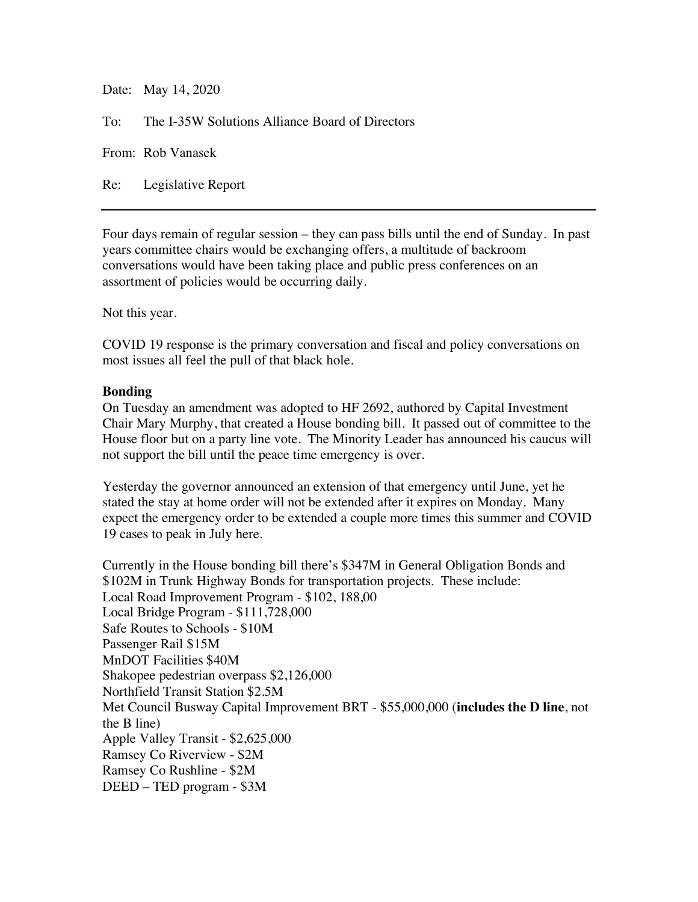Date: May 14, 2020

To: The I-35W Solutions Alliance Board of Directors

From: Rob Vanasek

Re: Legislative Report

---

Four days remain of regular session – they can pass bills until the end of Sunday. In past years committee chairs would be exchanging offers, a multitude of backroom conversations would have been taking place and public press conferences on an assortment of policies would be occurring daily.

Not this year.

COVID 19 response is the primary conversation and fiscal and policy conversations on most issues all feel the pull of that black hole.

**Bonding**

On Tuesday an amendment was adopted to HF 2692, authored by Capital Investment Chair Mary Murphy, that created a House bonding bill. It passed out of committee to the House floor but on a party line vote. The Minority Leader has announced his caucus will not support the bill until the peace time emergency is over.

Yesterday the governor announced an extension of that emergency until June, yet he stated the stay at home order will not be extended after it expires on Monday. Many expect the emergency order to be extended a couple more times this summer and COVID 19 cases to peak in July here.

Currently in the House bonding bill there's $347M in General Obligation Bonds and $102M in Trunk Highway Bonds for transportation projects. These include:
Local Road Improvement Program - $102, 188,00
Local Bridge Program - $111,728,000
Safe Routes to Schools - $10M
Passenger Rail $15M
MnDOT Facilities $40M
Shakopee pedestrian overpass $2,126,000
Northfield Transit Station $2.5M
Met Council Busway Capital Improvement BRT - $55,000,000 (**includes the D line**, not the B line)
Apple Valley Transit - $2,625,000
Ramsey Co Riverview - $2M
Ramsey Co Rushline - $2M
DEED – TED program - $3M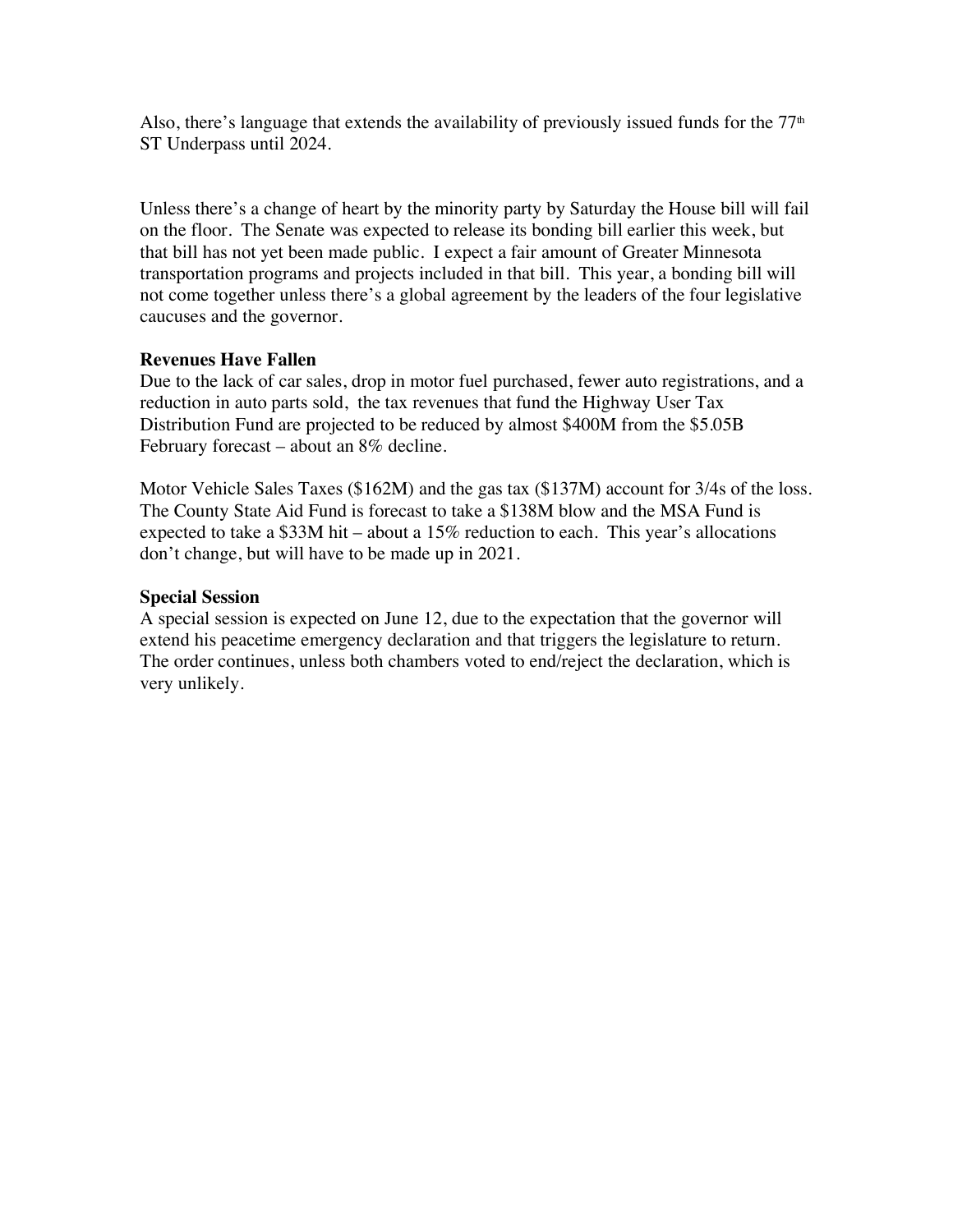Also, there's language that extends the availability of previously issued funds for the 77th ST Underpass until 2024.

Unless there's a change of heart by the minority party by Saturday the House bill will fail on the floor. The Senate was expected to release its bonding bill earlier this week, but that bill has not yet been made public. I expect a fair amount of Greater Minnesota transportation programs and projects included in that bill. This year, a bonding bill will not come together unless there's a global agreement by the leaders of the four legislative caucuses and the governor.

**Revenues Have Fallen**

Due to the lack of car sales, drop in motor fuel purchased, fewer auto registrations, and a reduction in auto parts sold, the tax revenues that fund the Highway User Tax Distribution Fund are projected to be reduced by almost $400M from the $5.05B February forecast – about an 8% decline.

Motor Vehicle Sales Taxes ($162M) and the gas tax ($137M) account for 3/4s of the loss. The County State Aid Fund is forecast to take a $138M blow and the MSA Fund is expected to take a $33M hit – about a 15% reduction to each. This year's allocations don't change, but will have to be made up in 2021.

**Special Session**

A special session is expected on June 12, due to the expectation that the governor will extend his peacetime emergency declaration and that triggers the legislature to return. The order continues, unless both chambers voted to end/reject the declaration, which is very unlikely.